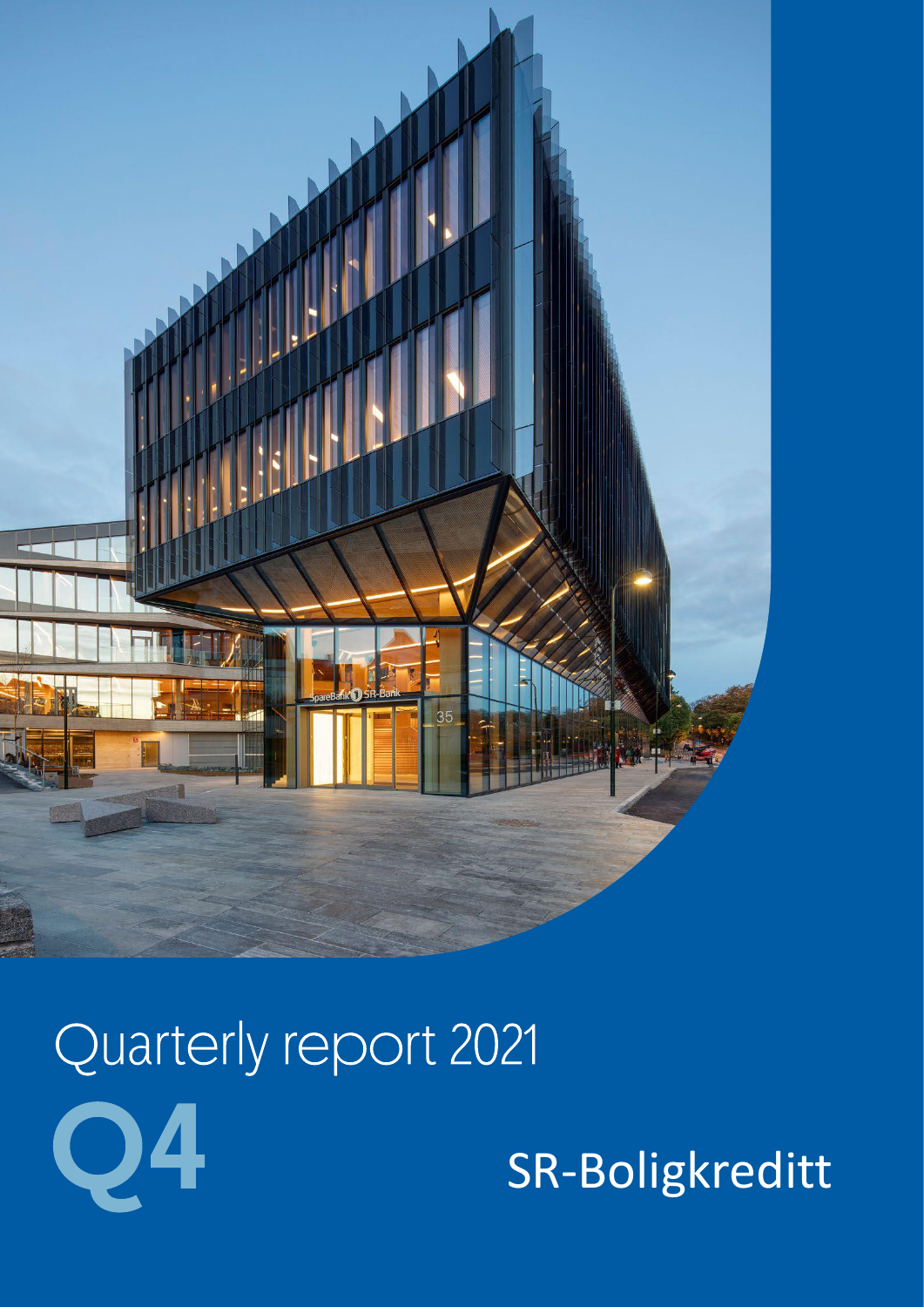# Quarterly report 2021

## Q4

SR-Boligkreditt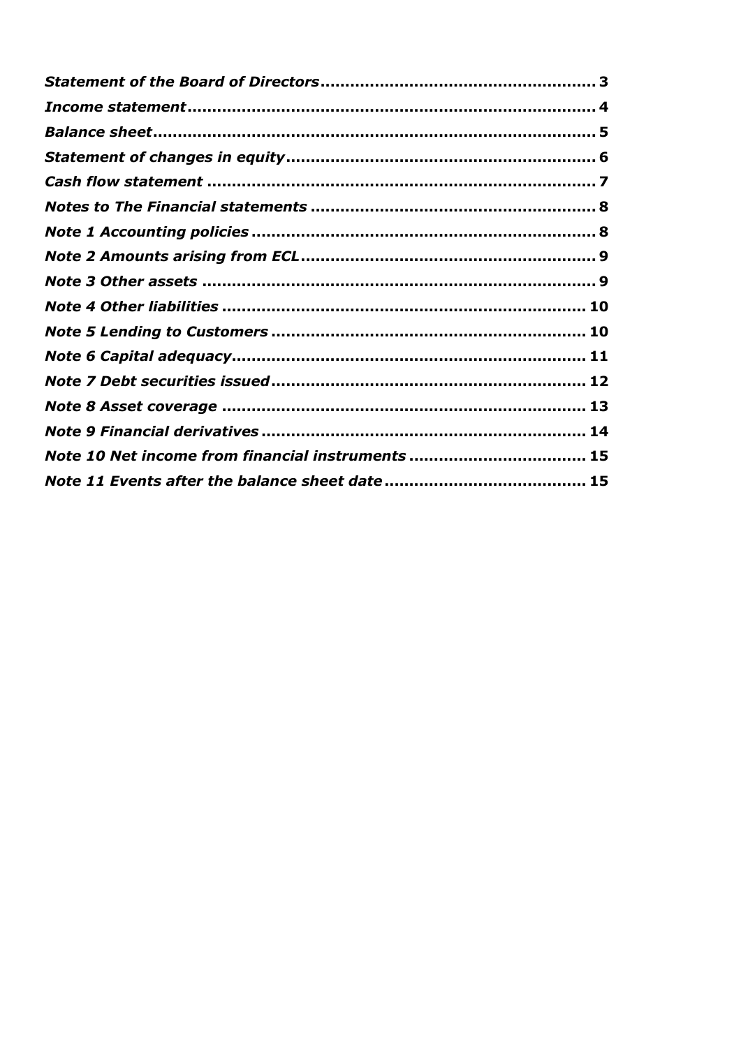***Statement of the Board of Directors*** ........................................................ **3**

***Income statement*** ........................................................................................ **4**

***Balance sheet*** ............................................................................................. **5**

***Statement of changes in equity*** ................................................................. **6**

***Cash flow statement*** .................................................................................. **7**

***Notes to The Financial statements*** ............................................................ **8**

***Note 1 Accounting policies*** ........................................................................ **8**

***Note 2 Amounts arising from ECL*** .............................................................. **9**

***Note 3 Other assets*** ................................................................................... **9**

***Note 4 Other liabilities*** ............................................................................. **10**

***Note 5 Lending to Customers*** ................................................................... **10**

***Note 6 Capital adequacy*** ........................................................................... **11**

***Note 7 Debt securities issued*** .................................................................... **12**

***Note 8 Asset coverage*** ............................................................................. **13**

***Note 9 Financial derivatives*** ...................................................................... **14**

***Note 10 Net income from financial instruments*** ........................................ **15**

***Note 11 Events after the balance sheet date*** ............................................ **15**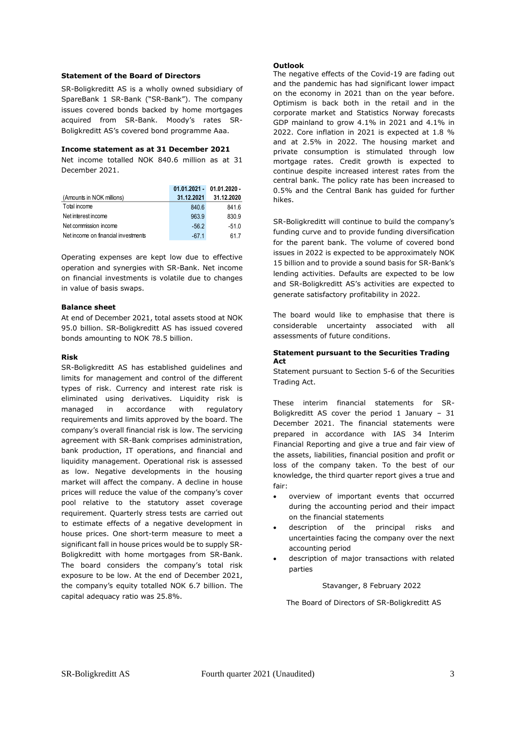### Statement of the Board of Directors

SR-Boligkreditt AS is a wholly owned subsidiary of SpareBank 1 SR-Bank ("SR-Bank"). The company issues covered bonds backed by home mortgages acquired from SR-Bank. Moody's rates SR-Boligkreditt AS's covered bond programme Aaa.

### Income statement as at 31 December 2021

Net income totalled NOK 840.6 million as at 31 December 2021.

| (Amounts in NOK millions) | 01.01.2021 - 31.12.2021 | 01.01.2020 - 31.12.2020 |
|---|---|---|
| Total income | 840.6 | 841.6 |
| Net interest income | 963.9 | 830.9 |
| Net commission income | -56.2 | -51.0 |
| Net income on financial investments | -67.1 | 61.7 |

Operating expenses are kept low due to effective operation and synergies with SR-Bank. Net income on financial investments is volatile due to changes in value of basis swaps.

### Balance sheet

At end of December 2021, total assets stood at NOK 95.0 billion. SR-Boligkreditt AS has issued covered bonds amounting to NOK 78.5 billion.

### Risk

SR-Boligkreditt AS has established guidelines and limits for management and control of the different types of risk. Currency and interest rate risk is eliminated using derivatives. Liquidity risk is managed in accordance with regulatory requirements and limits approved by the board. The company's overall financial risk is low. The servicing agreement with SR-Bank comprises administration, bank production, IT operations, and financial and liquidity management. Operational risk is assessed as low. Negative developments in the housing market will affect the company. A decline in house prices will reduce the value of the company's cover pool relative to the statutory asset coverage requirement. Quarterly stress tests are carried out to estimate effects of a negative development in house prices. One short-term measure to meet a significant fall in house prices would be to supply SR-Boligkreditt with home mortgages from SR-Bank. The board considers the company's total risk exposure to be low. At the end of December 2021, the company's equity totalled NOK 6.7 billion. The capital adequacy ratio was 25.8%.

### Outlook

The negative effects of the Covid-19 are fading out and the pandemic has had significant lower impact on the economy in 2021 than on the year before. Optimism is back both in the retail and in the corporate market and Statistics Norway forecasts GDP mainland to grow 4.1% in 2021 and 4.1% in 2022. Core inflation in 2021 is expected at 1.8 % and at 2.5% in 2022. The housing market and private consumption is stimulated through low mortgage rates. Credit growth is expected to continue despite increased interest rates from the central bank. The policy rate has been increased to 0.5% and the Central Bank has guided for further hikes.

SR-Boligkreditt will continue to build the company's funding curve and to provide funding diversification for the parent bank. The volume of covered bond issues in 2022 is expected to be approximately NOK 15 billion and to provide a sound basis for SR-Bank's lending activities. Defaults are expected to be low and SR-Boligkreditt AS's activities are expected to generate satisfactory profitability in 2022.

The board would like to emphasise that there is considerable uncertainty associated with all assessments of future conditions.

### Statement pursuant to the Securities Trading Act

Statement pursuant to Section 5-6 of the Securities Trading Act.

These interim financial statements for SR-Boligkreditt AS cover the period 1 January – 31 December 2021. The financial statements were prepared in accordance with IAS 34 Interim Financial Reporting and give a true and fair view of the assets, liabilities, financial position and profit or loss of the company taken. To the best of our knowledge, the third quarter report gives a true and fair:

- overview of important events that occurred during the accounting period and their impact on the financial statements
- description of the principal risks and uncertainties facing the company over the next accounting period
- description of major transactions with related parties

Stavanger, 8 February 2022

The Board of Directors of SR-Boligkreditt AS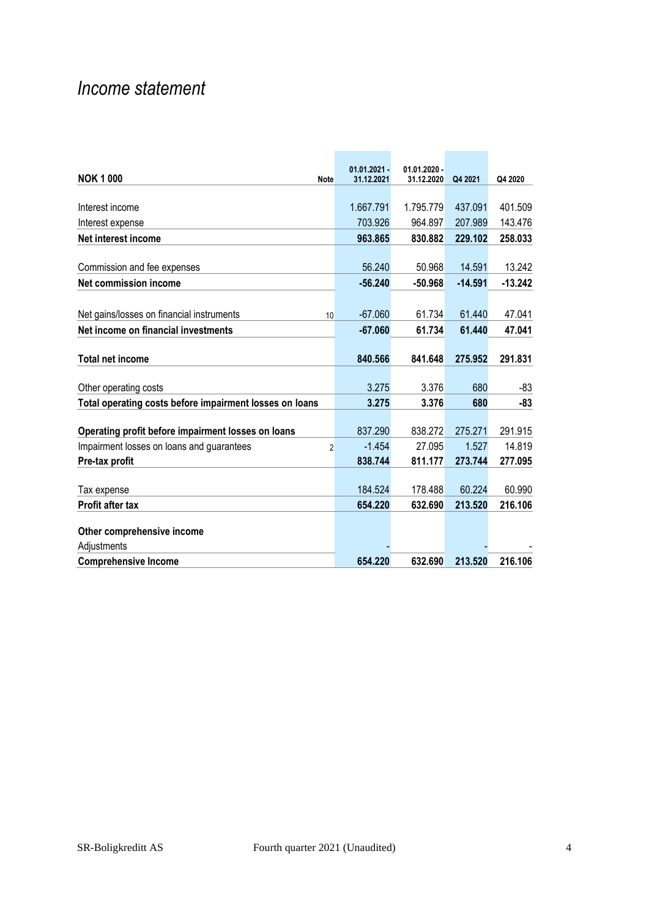# *Income statement*

| NOK 1 000 | Note | 01.01.2021 - 31.12.2021 | 01.01.2020 - 31.12.2020 | Q4 2021 | Q4 2020 |
|---|---|---|---|---|---|
| Interest income | | 1.667.791 | 1.795.779 | 437.091 | 401.509 |
| Interest expense | | 703.926 | 964.897 | 207.989 | 143.476 |
| **Net interest income** | | **963.865** | **830.882** | **229.102** | **258.033** |
| Commission and fee expenses | | 56.240 | 50.968 | 14.591 | 13.242 |
| **Net commission income** | | **-56.240** | **-50.968** | **-14.591** | **-13.242** |
| Net gains/losses on financial instruments | 10 | -67.060 | 61.734 | 61.440 | 47.041 |
| **Net income on financial investments** | | **-67.060** | **61.734** | **61.440** | **47.041** |
| **Total net income** | | **840.566** | **841.648** | **275.952** | **291.831** |
| Other operating costs | | 3.275 | 3.376 | 680 | -83 |
| **Total operating costs before impairment losses on loans** | | **3.275** | **3.376** | **680** | **-83** |
| **Operating profit before impairment losses on loans** | | 837.290 | 838.272 | 275.271 | 291.915 |
| Impairment losses on loans and guarantees | 2 | -1.454 | 27.095 | 1.527 | 14.819 |
| **Pre-tax profit** | | **838.744** | **811.177** | **273.744** | **277.095** |
| Tax expense | | 184.524 | 178.488 | 60.224 | 60.990 |
| **Profit after tax** | | **654.220** | **632.690** | **213.520** | **216.106** |
| **Other comprehensive income** | | | | | |
| Adjustments | | - | | - | - |
| **Comprehensive Income** | | **654.220** | **632.690** | **213.520** | **216.106** |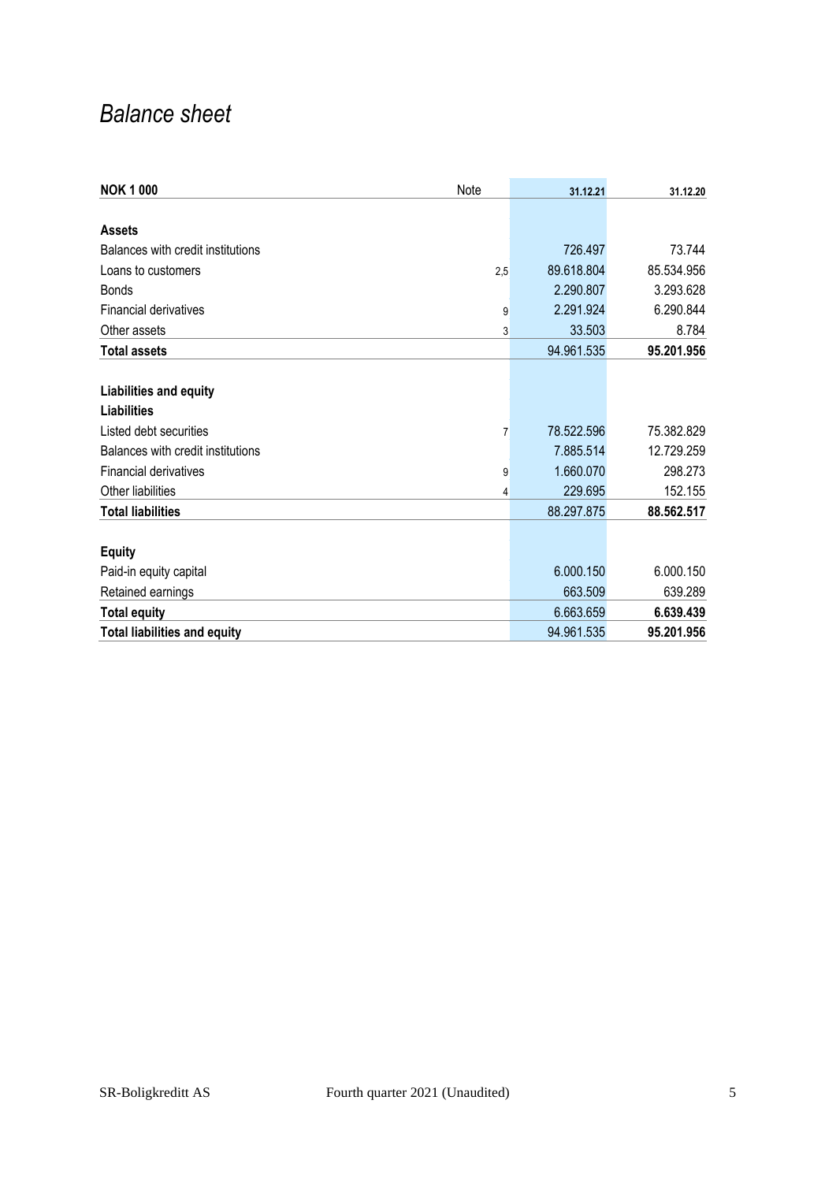# *Balance sheet*

| **NOK 1 000** | Note | **31.12.21** | **31.12.20** |
|---|---|---|---|
| | | | |
| **Assets** | | | |
| Balances with credit institutions | | 726.497 | 73.744 |
| Loans to customers | 2,5 | 89.618.804 | 85.534.956 |
| Bonds | | 2.290.807 | 3.293.628 |
| Financial derivatives | 9 | 2.291.924 | 6.290.844 |
| Other assets | 3 | 33.503 | 8.784 |
| **Total assets** | | 94.961.535 | **95.201.956** |
| | | | |
| **Liabilities and equity** | | | |
| **Liabilities** | | | |
| Listed debt securities | 7 | 78.522.596 | 75.382.829 |
| Balances with credit institutions | | 7.885.514 | 12.729.259 |
| Financial derivatives | 9 | 1.660.070 | 298.273 |
| Other liabilities | 4 | 229.695 | 152.155 |
| **Total liabilities** | | 88.297.875 | **88.562.517** |
| | | | |
| **Equity** | | | |
| Paid-in equity capital | | 6.000.150 | 6.000.150 |
| Retained earnings | | 663.509 | 639.289 |
| **Total equity** | | 6.663.659 | **6.639.439** |
| **Total liabilities and equity** | | 94.961.535 | **95.201.956** |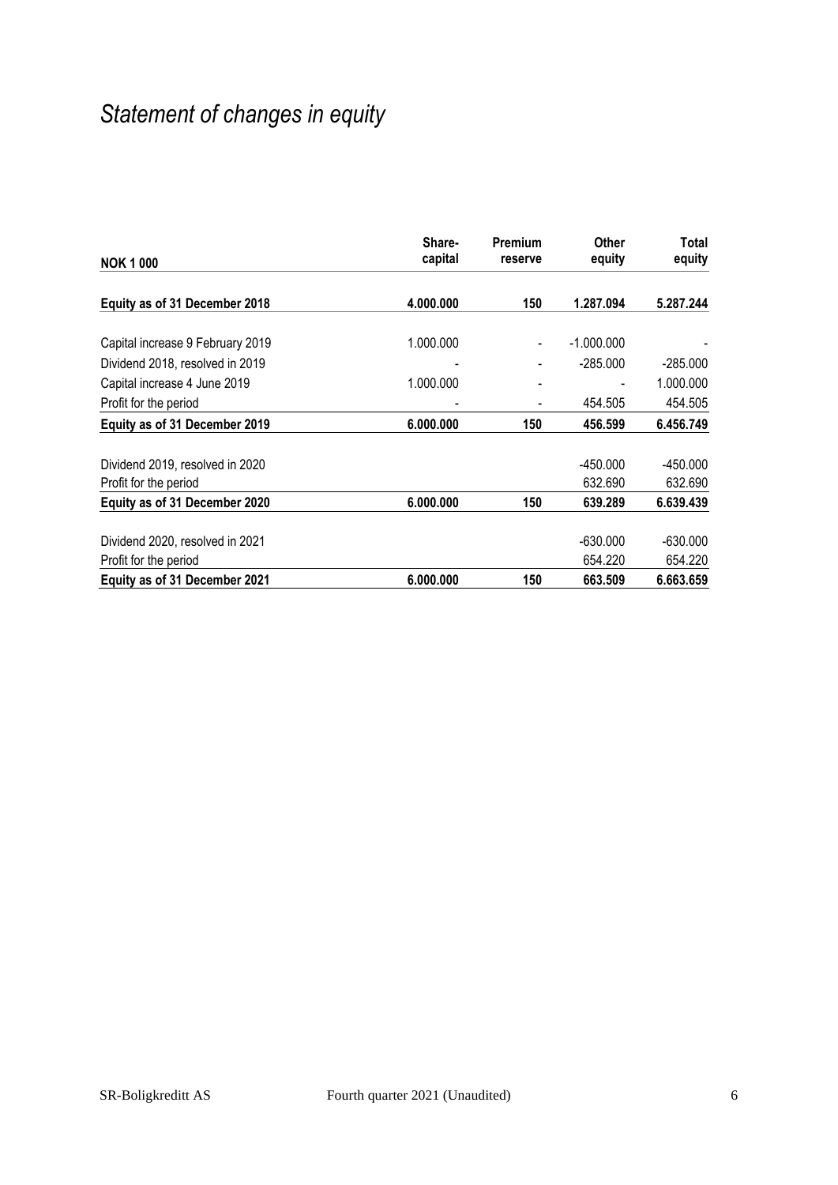# *Statement of changes in equity*

| NOK 1 000 | Share-capital | Premium reserve | Other equity | Total equity |
|---|---|---|---|---|
| **Equity as of 31 December 2018** | **4.000.000** | **150** | **1.287.094** | **5.287.244** |
| Capital increase 9 February 2019 | 1.000.000 | - | -1.000.000 | - |
| Dividend 2018, resolved in 2019 | - | - | -285.000 | -285.000 |
| Capital increase 4 June 2019 | 1.000.000 | - | - | 1.000.000 |
| Profit for the period | - | - | 454.505 | 454.505 |
| **Equity as of 31 December 2019** | **6.000.000** | **150** | **456.599** | **6.456.749** |
| Dividend 2019, resolved in 2020 | | | -450.000 | -450.000 |
| Profit for the period | | | 632.690 | 632.690 |
| **Equity as of 31 December 2020** | **6.000.000** | **150** | **639.289** | **6.639.439** |
| Dividend 2020, resolved in 2021 | | | -630.000 | -630.000 |
| Profit for the period | | | 654.220 | 654.220 |
| **Equity as of 31 December 2021** | **6.000.000** | **150** | **663.509** | **6.663.659** |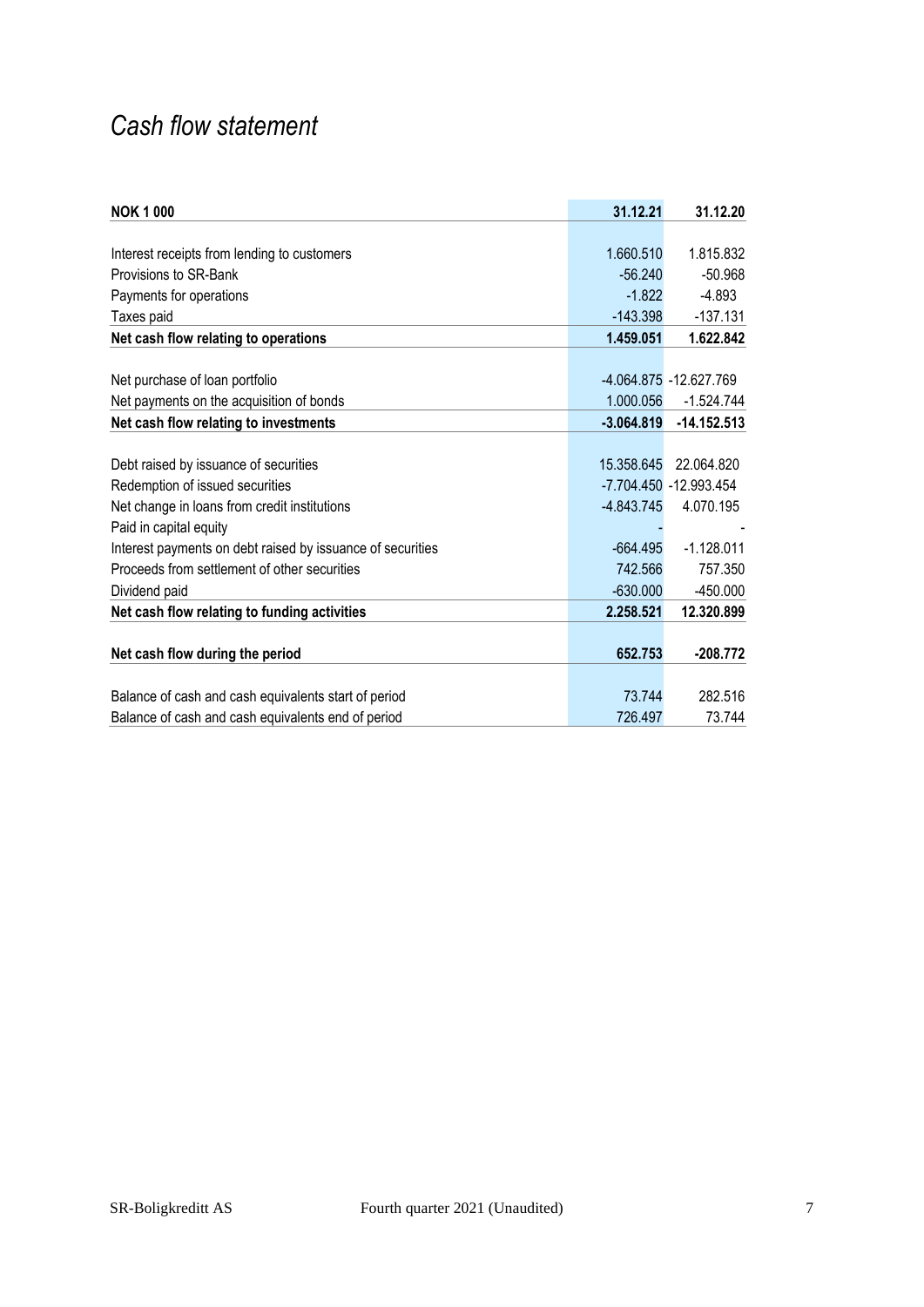# *Cash flow statement*

| **NOK 1 000** | **31.12.21** | **31.12.20** |
|---|---|---|
| | | |
| Interest receipts from lending to customers | 1.660.510 | 1.815.832 |
| Provisions to SR-Bank | -56.240 | -50.968 |
| Payments for operations | -1.822 | -4.893 |
| Taxes paid | -143.398 | -137.131 |
| **Net cash flow relating to operations** | **1.459.051** | **1.622.842** |
| | | |
| Net purchase of loan portfolio | -4.064.875 | -12.627.769 |
| Net payments on the acquisition of bonds | 1.000.056 | -1.524.744 |
| **Net cash flow relating to investments** | **-3.064.819** | **-14.152.513** |
| | | |
| Debt raised by issuance of securities | 15.358.645 | 22.064.820 |
| Redemption of issued securities | -7.704.450 | -12.993.454 |
| Net change in loans from credit institutions | -4.843.745 | 4.070.195 |
| Paid in capital equity | - | - |
| Interest payments on debt raised by issuance of securities | -664.495 | -1.128.011 |
| Proceeds from settlement of other securities | 742.566 | 757.350 |
| Dividend paid | -630.000 | -450.000 |
| **Net cash flow relating to funding activities** | **2.258.521** | **12.320.899** |
| | | |
| **Net cash flow during the period** | **652.753** | **-208.772** |
| | | |
| Balance of cash and cash equivalents start of period | 73.744 | 282.516 |
| Balance of cash and cash equivalents end of period | 726.497 | 73.744 |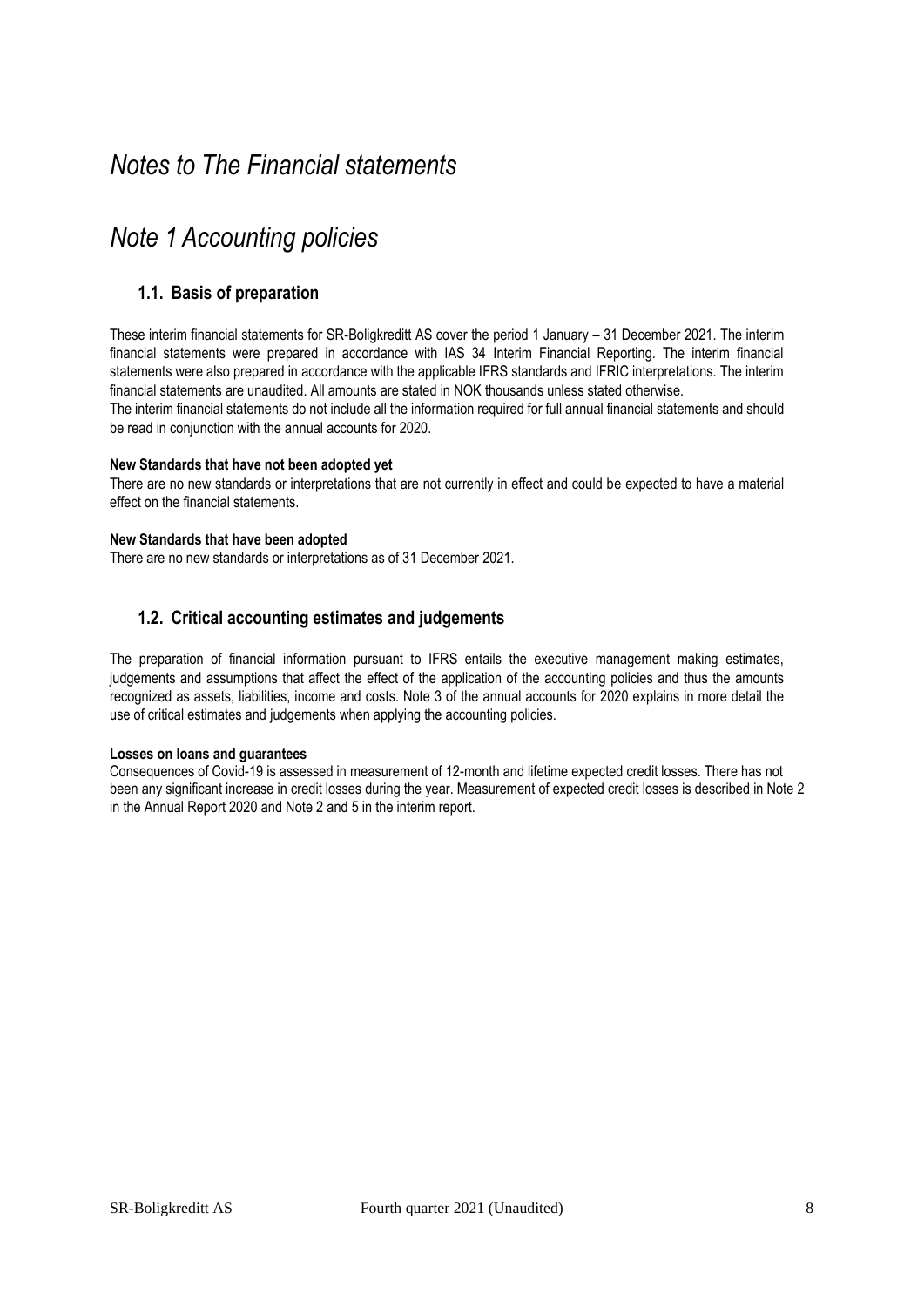# *Notes to The Financial statements*

# *Note 1 Accounting policies*

## 1.1. Basis of preparation

These interim financial statements for SR-Boligkreditt AS cover the period 1 January – 31 December 2021. The interim financial statements were prepared in accordance with IAS 34 Interim Financial Reporting. The interim financial statements were also prepared in accordance with the applicable IFRS standards and IFRIC interpretations. The interim financial statements are unaudited. All amounts are stated in NOK thousands unless stated otherwise.
The interim financial statements do not include all the information required for full annual financial statements and should be read in conjunction with the annual accounts for 2020.

**New Standards that have not been adopted yet**
There are no new standards or interpretations that are not currently in effect and could be expected to have a material effect on the financial statements.

**New Standards that have been adopted**
There are no new standards or interpretations as of 31 December 2021.

## 1.2. Critical accounting estimates and judgements

The preparation of financial information pursuant to IFRS entails the executive management making estimates, judgements and assumptions that affect the effect of the application of the accounting policies and thus the amounts recognized as assets, liabilities, income and costs. Note 3 of the annual accounts for 2020 explains in more detail the use of critical estimates and judgements when applying the accounting policies.

**Losses on loans and guarantees**
Consequences of Covid-19 is assessed in measurement of 12-month and lifetime expected credit losses. There has not been any significant increase in credit losses during the year. Measurement of expected credit losses is described in Note 2 in the Annual Report 2020 and Note 2 and 5 in the interim report.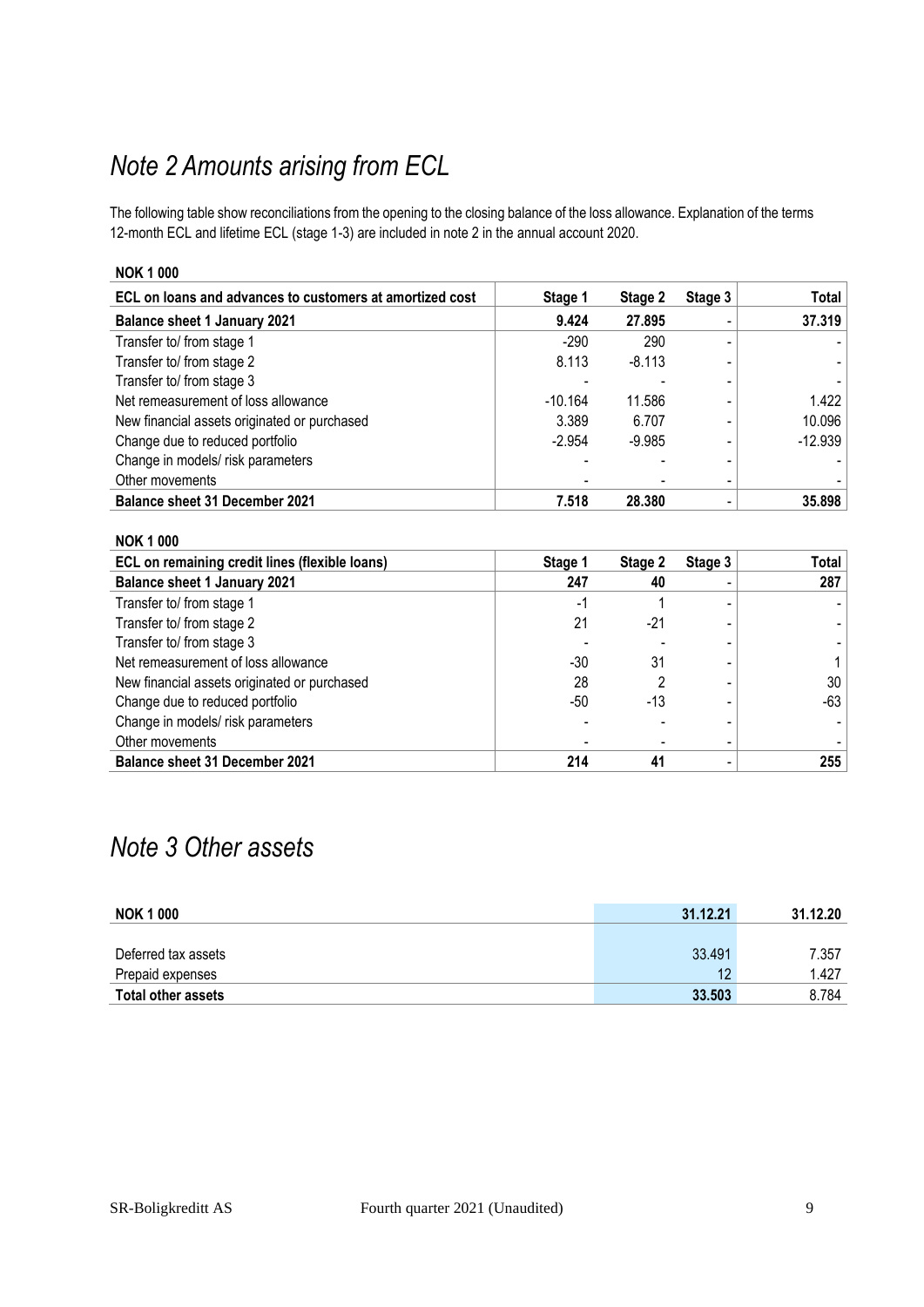# Note 2 Amounts arising from ECL

The following table show reconciliations from the opening to the closing balance of the loss allowance. Explanation of the terms 12-month ECL and lifetime ECL (stage 1-3) are included in note 2 in the annual account 2020.

**NOK 1 000**

| ECL on loans and advances to customers at amortized cost | Stage 1 | Stage 2 | Stage 3 | Total |
|---|---|---|---|---|
| **Balance sheet 1 January 2021** | **9.424** | **27.895** | - | **37.319** |
| Transfer to/ from stage 1 | -290 | 290 | - | - |
| Transfer to/ from stage 2 | 8.113 | -8.113 | - | - |
| Transfer to/ from stage 3 | - | - | - | - |
| Net remeasurement of loss allowance | -10.164 | 11.586 | - | 1.422 |
| New financial assets originated or purchased | 3.389 | 6.707 | - | 10.096 |
| Change due to reduced portfolio | -2.954 | -9.985 | - | -12.939 |
| Change in models/ risk parameters | - | - | - | - |
| Other movements | - | - | - | - |
| **Balance sheet 31 December 2021** | **7.518** | **28.380** | - | **35.898** |

**NOK 1 000**

| ECL on remaining credit lines (flexible loans) | Stage 1 | Stage 2 | Stage 3 | Total |
|---|---|---|---|---|
| **Balance sheet 1 January 2021** | **247** | **40** | - | **287** |
| Transfer to/ from stage 1 | -1 | 1 | - | - |
| Transfer to/ from stage 2 | 21 | -21 | - | - |
| Transfer to/ from stage 3 | - | - | - | - |
| Net remeasurement of loss allowance | -30 | 31 | - | 1 |
| New financial assets originated or purchased | 28 | 2 | - | 30 |
| Change due to reduced portfolio | -50 | -13 | - | -63 |
| Change in models/ risk parameters | - | - | - | - |
| Other movements | - | - | - | - |
| **Balance sheet 31 December 2021** | **214** | **41** | - | **255** |

# Note 3 Other assets

| NOK 1 000 | 31.12.21 | 31.12.20 |
|---|---|---|
| Deferred tax assets | 33.491 | 7.357 |
| Prepaid expenses | 12 | 1.427 |
| **Total other assets** | **33.503** | 8.784 |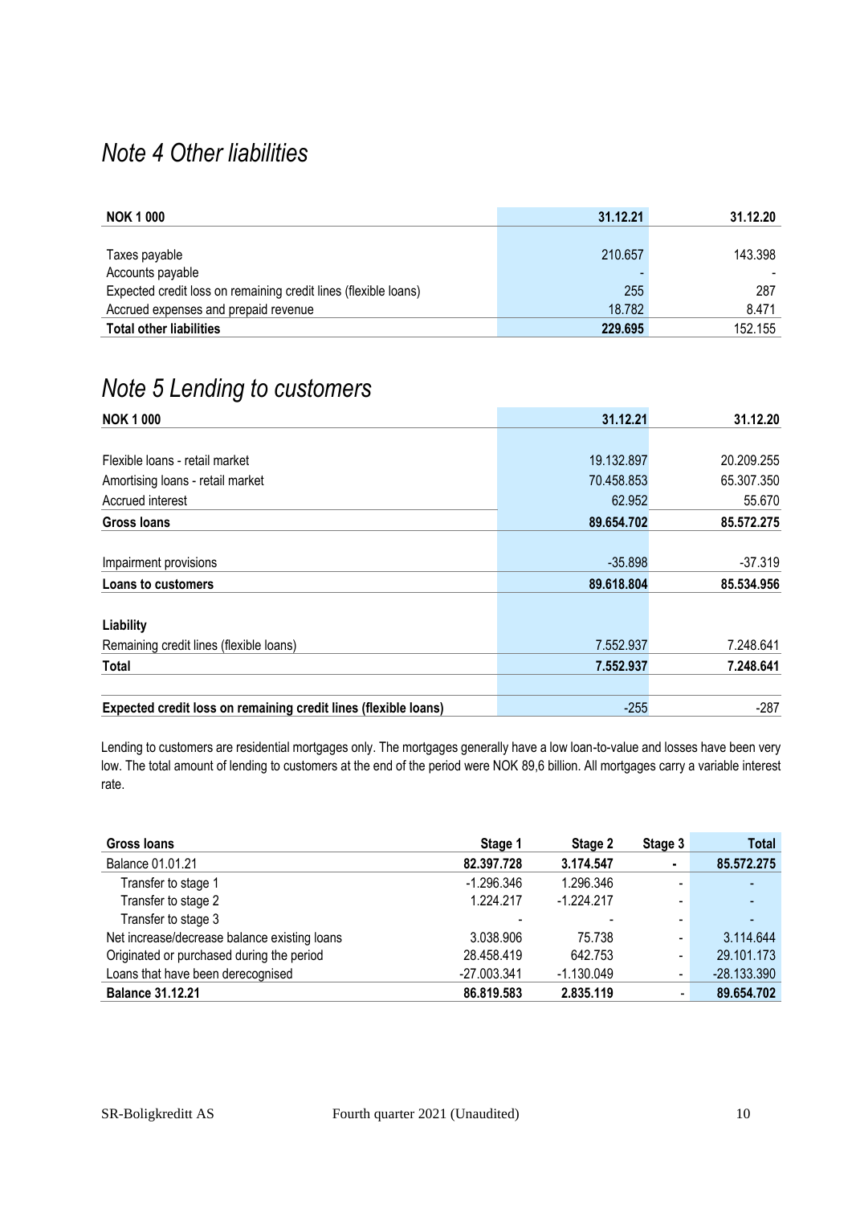# Note 4 Other liabilities

| NOK 1 000 | 31.12.21 | 31.12.20 |
|---|---|---|
| | | |
| Taxes payable | 210.657 | 143.398 |
| Accounts payable | - | - |
| Expected credit loss on remaining credit lines (flexible loans) | 255 | 287 |
| Accrued expenses and prepaid revenue | 18.782 | 8.471 |
| **Total other liabilities** | **229.695** | 152.155 |

# Note 5 Lending to customers

| NOK 1 000 | 31.12.21 | 31.12.20 |
|---|---|---|
| | | |
| Flexible loans - retail market | 19.132.897 | 20.209.255 |
| Amortising loans - retail market | 70.458.853 | 65.307.350 |
| Accrued interest | 62.952 | 55.670 |
| **Gross loans** | **89.654.702** | **85.572.275** |
| | | |
| Impairment provisions | -35.898 | -37.319 |
| **Loans to customers** | **89.618.804** | **85.534.956** |
| | | |
| **Liability** | | |
| Remaining credit lines (flexible loans) | 7.552.937 | 7.248.641 |
| **Total** | **7.552.937** | **7.248.641** |
| | | |
| **Expected credit loss on remaining credit lines (flexible loans)** | -255 | -287 |

Lending to customers are residential mortgages only. The mortgages generally have a low loan-to-value and losses have been very low. The total amount of lending to customers at the end of the period were NOK 89,6 billion. All mortgages carry a variable interest rate.

| Gross loans | Stage 1 | Stage 2 | Stage 3 | Total |
|---|---|---|---|---|
| Balance 01.01.21 | **82.397.728** | **3.174.547** | **-** | **85.572.275** |
| Transfer to stage 1 | -1.296.346 | 1.296.346 | - | - |
| Transfer to stage 2 | 1.224.217 | -1.224.217 | - | - |
| Transfer to stage 3 | - | - | - | - |
| Net increase/decrease balance existing loans | 3.038.906 | 75.738 | - | 3.114.644 |
| Originated or purchased during the period | 28.458.419 | 642.753 | - | 29.101.173 |
| Loans that have been derecognised | -27.003.341 | -1.130.049 | - | -28.133.390 |
| **Balance 31.12.21** | **86.819.583** | **2.835.119** | **-** | **89.654.702** |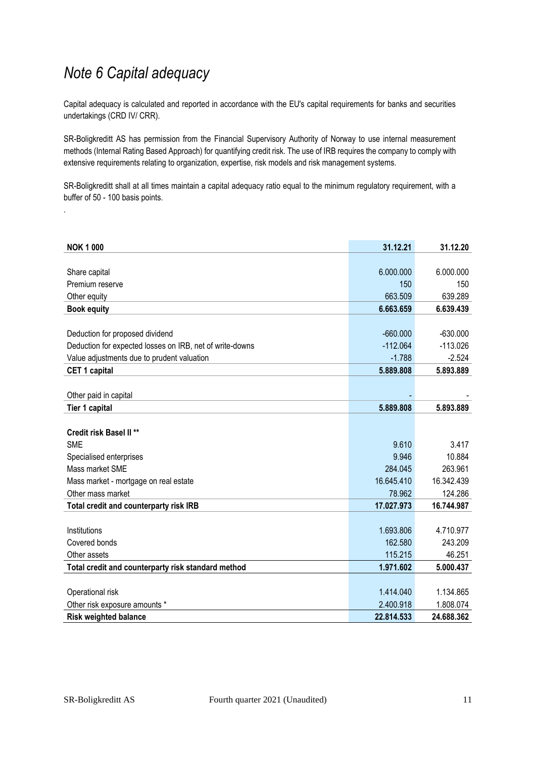# *Note 6 Capital adequacy*

Capital adequacy is calculated and reported in accordance with the EU's capital requirements for banks and securities undertakings (CRD IV/ CRR).

SR-Boligkreditt AS has permission from the Financial Supervisory Authority of Norway to use internal measurement methods (Internal Rating Based Approach) for quantifying credit risk. The use of IRB requires the company to comply with extensive requirements relating to organization, expertise, risk models and risk management systems.

SR-Boligkreditt shall at all times maintain a capital adequacy ratio equal to the minimum regulatory requirement, with a buffer of 50 - 100 basis points.

.

| **NOK 1 000** | **31.12.21** | **31.12.20** |
|---|---|---|
| Share capital | 6.000.000 | 6.000.000 |
| Premium reserve | 150 | 150 |
| Other equity | 663.509 | 639.289 |
| **Book equity** | **6.663.659** | **6.639.439** |
| Deduction for proposed dividend | -660.000 | -630.000 |
| Deduction for expected losses on IRB, net of write-downs | -112.064 | -113.026 |
| Value adjustments due to prudent valuation | -1.788 | -2.524 |
| **CET 1 capital** | **5.889.808** | **5.893.889** |
| Other paid in capital | - | - |
| **Tier 1 capital** | **5.889.808** | **5.893.889** |
| **Credit risk Basel II \*\*** | | |
| SME | 9.610 | 3.417 |
| Specialised enterprises | 9.946 | 10.884 |
| Mass market SME | 284.045 | 263.961 |
| Mass market - mortgage on real estate | 16.645.410 | 16.342.439 |
| Other mass market | 78.962 | 124.286 |
| **Total credit and counterparty risk IRB** | **17.027.973** | **16.744.987** |
| Institutions | 1.693.806 | 4.710.977 |
| Covered bonds | 162.580 | 243.209 |
| Other assets | 115.215 | 46.251 |
| **Total credit and counterparty risk standard method** | **1.971.602** | **5.000.437** |
| Operational risk | 1.414.040 | 1.134.865 |
| Other risk exposure amounts * | 2.400.918 | 1.808.074 |
| **Risk weighted balance** | **22.814.533** | **24.688.362** |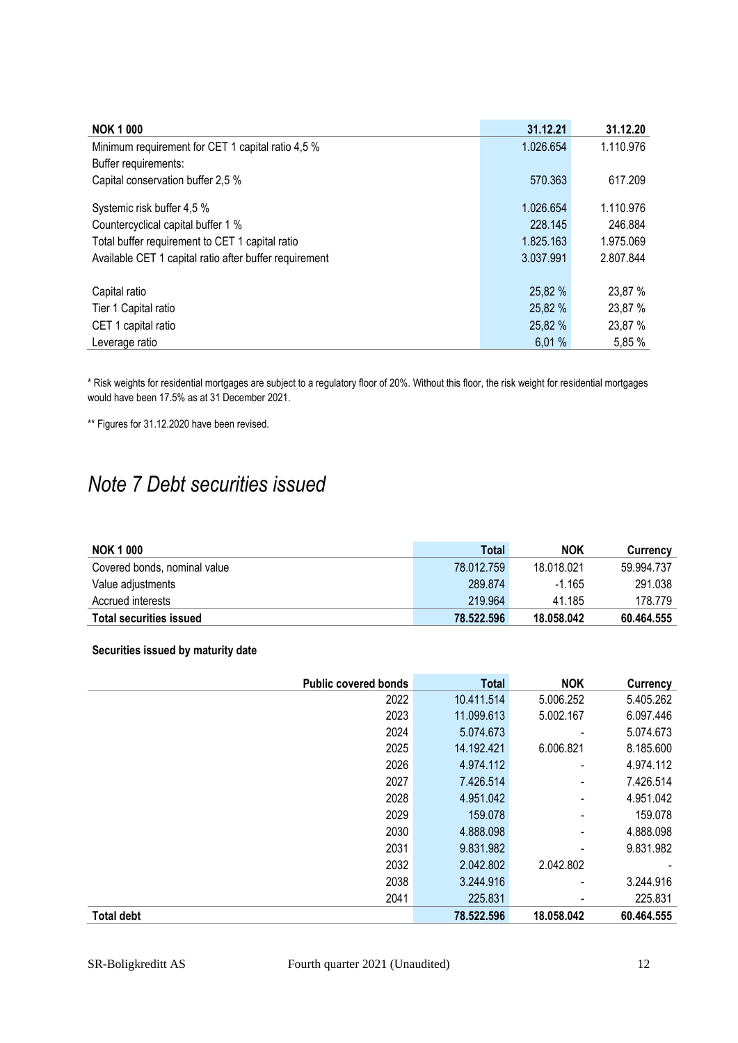| NOK 1 000 | 31.12.21 | 31.12.20 |
|---|---|---|
| Minimum requirement for CET 1 capital ratio 4,5 % | 1.026.654 | 1.110.976 |
| Buffer requirements: | | |
| Capital conservation buffer 2,5 % | 570.363 | 617.209 |
| Systemic risk buffer 4,5 % | 1.026.654 | 1.110.976 |
| Countercyclical capital buffer 1 % | 228.145 | 246.884 |
| Total buffer requirement to CET 1 capital ratio | 1.825.163 | 1.975.069 |
| Available CET 1 capital ratio after buffer requirement | 3.037.991 | 2.807.844 |
| Capital ratio | 25,82 % | 23,87 % |
| Tier 1 Capital ratio | 25,82 % | 23,87 % |
| CET 1 capital ratio | 25,82 % | 23,87 % |
| Leverage ratio | 6,01 % | 5,85 % |

* Risk weights for residential mortgages are subject to a regulatory floor of 20%. Without this floor, the risk weight for residential mortgages would have been 17.5% as at 31 December 2021.

** Figures for 31.12.2020 have been revised.

# *Note 7 Debt securities issued*

| NOK 1 000 | Total | NOK | Currency |
|---|---|---|---|
| Covered bonds, nominal value | 78.012.759 | 18.018.021 | 59.994.737 |
| Value adjustments | 289.874 | -1.165 | 291.038 |
| Accrued interests | 219.964 | 41.185 | 178.779 |
| **Total securities issued** | **78.522.596** | **18.058.042** | **60.464.555** |

**Securities issued by maturity date**

| Public covered bonds | Total | NOK | Currency |
|---|---|---|---|
| 2022 | 10.411.514 | 5.006.252 | 5.405.262 |
| 2023 | 11.099.613 | 5.002.167 | 6.097.446 |
| 2024 | 5.074.673 | - | 5.074.673 |
| 2025 | 14.192.421 | 6.006.821 | 8.185.600 |
| 2026 | 4.974.112 | - | 4.974.112 |
| 2027 | 7.426.514 | - | 7.426.514 |
| 2028 | 4.951.042 | - | 4.951.042 |
| 2029 | 159.078 | - | 159.078 |
| 2030 | 4.888.098 | - | 4.888.098 |
| 2031 | 9.831.982 | - | 9.831.982 |
| 2032 | 2.042.802 | 2.042.802 | - |
| 2038 | 3.244.916 | - | 3.244.916 |
| 2041 | 225.831 | - | 225.831 |
| **Total debt** | **78.522.596** | **18.058.042** | **60.464.555** |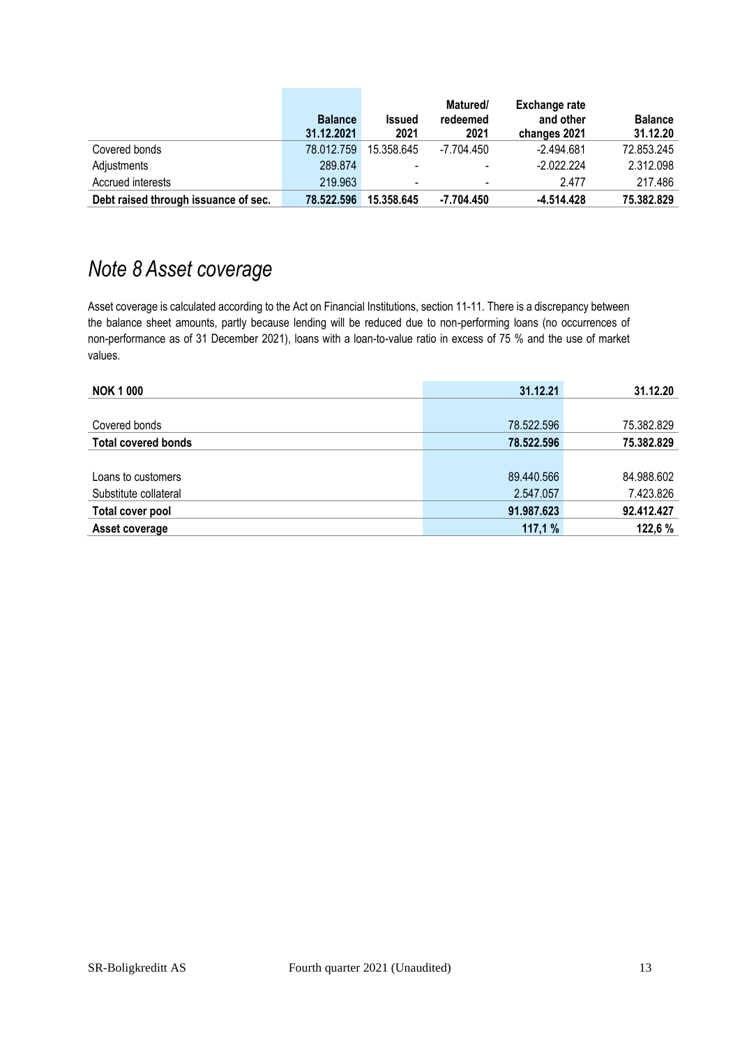| | Balance 31.12.2021 | Issued 2021 | Matured/ redeemed 2021 | Exchange rate and other changes 2021 | Balance 31.12.20 |
|---|---|---|---|---|---|
| Covered bonds | 78.012.759 | 15.358.645 | -7.704.450 | -2.494.681 | 72.853.245 |
| Adjustments | 289.874 | - | - | -2.022.224 | 2.312.098 |
| Accrued interests | 219.963 | - | - | 2.477 | 217.486 |
| **Debt raised through issuance of sec.** | **78.522.596** | **15.358.645** | **-7.704.450** | **-4.514.428** | **75.382.829** |

# *Note 8 Asset coverage*

Asset coverage is calculated according to the Act on Financial Institutions, section 11-11. There is a discrepancy between the balance sheet amounts, partly because lending will be reduced due to non-performing loans (no occurrences of non-performance as of 31 December 2021), loans with a loan-to-value ratio in excess of 75 % and the use of market values.

| NOK 1 000 | 31.12.21 | 31.12.20 |
|---|---|---|
| Covered bonds | 78.522.596 | 75.382.829 |
| **Total covered bonds** | **78.522.596** | **75.382.829** |
| | | |
| Loans to customers | 89.440.566 | 84.988.602 |
| Substitute collateral | 2.547.057 | 7.423.826 |
| **Total cover pool** | **91.987.623** | **92.412.427** |
| **Asset coverage** | **117,1 %** | **122,6 %** |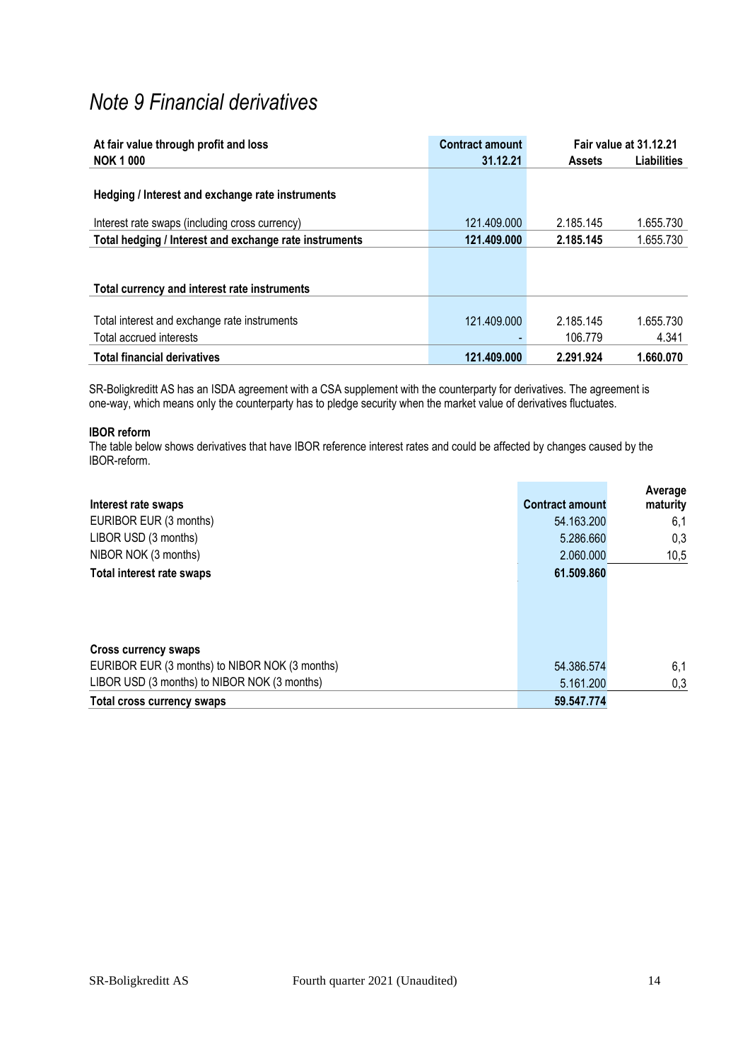# Note 9 Financial derivatives

| At fair value through profit and loss<br>NOK 1 000 | Contract amount<br>31.12.21 | Fair value at 31.12.21<br>Assets | <br>Liabilities |
|---|---|---|---|
| **Hedging / Interest and exchange rate instruments** | | | |
| Interest rate swaps (including cross currency) | 121.409.000 | 2.185.145 | 1.655.730 |
| **Total hedging / Interest and exchange rate instruments** | **121.409.000** | **2.185.145** | 1.655.730 |
| **Total currency and interest rate instruments** | | | |
| Total interest and exchange rate instruments | 121.409.000 | 2.185.145 | 1.655.730 |
| Total accrued interests | - | 106.779 | 4.341 |
| **Total financial derivatives** | **121.409.000** | **2.291.924** | **1.660.070** |

SR-Boligkreditt AS has an ISDA agreement with a CSA supplement with the counterparty for derivatives. The agreement is one-way, which means only the counterparty has to pledge security when the market value of derivatives fluctuates.

**IBOR reform**

The table below shows derivatives that have IBOR reference interest rates and could be affected by changes caused by the IBOR-reform.

| Interest rate swaps | Contract amount | Average maturity |
|---|---|---|
| EURIBOR EUR (3 months) | 54.163.200 | 6,1 |
| LIBOR USD (3 months) | 5.286.660 | 0,3 |
| NIBOR NOK (3 months) | 2.060.000 | 10,5 |
| **Total interest rate swaps** | **61.509.860** | |

| Cross currency swaps | Contract amount | Average maturity |
|---|---|---|
| EURIBOR EUR (3 months) to NIBOR NOK (3 months) | 54.386.574 | 6,1 |
| LIBOR USD (3 months) to NIBOR NOK (3 months) | 5.161.200 | 0,3 |
| **Total cross currency swaps** | **59.547.774** | |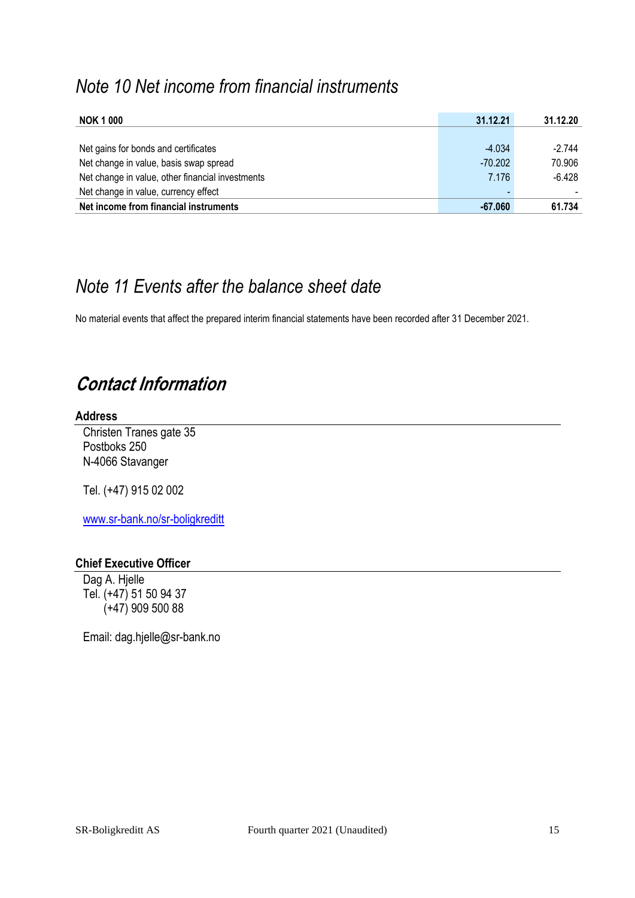# Note 10 Net income from financial instruments

| NOK 1 000 | 31.12.21 | 31.12.20 |
|---|---|---|
| Net gains for bonds and certificates | -4.034 | -2.744 |
| Net change in value, basis swap spread | -70.202 | 70.906 |
| Net change in value, other financial investments | 7.176 | -6.428 |
| Net change in value, currency effect | - | - |
| **Net income from financial instruments** | **-67.060** | **61.734** |

# Note 11 Events after the balance sheet date

No material events that affect the prepared interim financial statements have been recorded after 31 December 2021.

# Contact Information

**Address**

Christen Tranes gate 35
Postboks 250
N-4066 Stavanger

Tel. (+47) 915 02 002

www.sr-bank.no/sr-boligkreditt

**Chief Executive Officer**

Dag A. Hjelle
Tel. (+47) 51 50 94 37
(+47) 909 500 88

Email: dag.hjelle@sr-bank.no